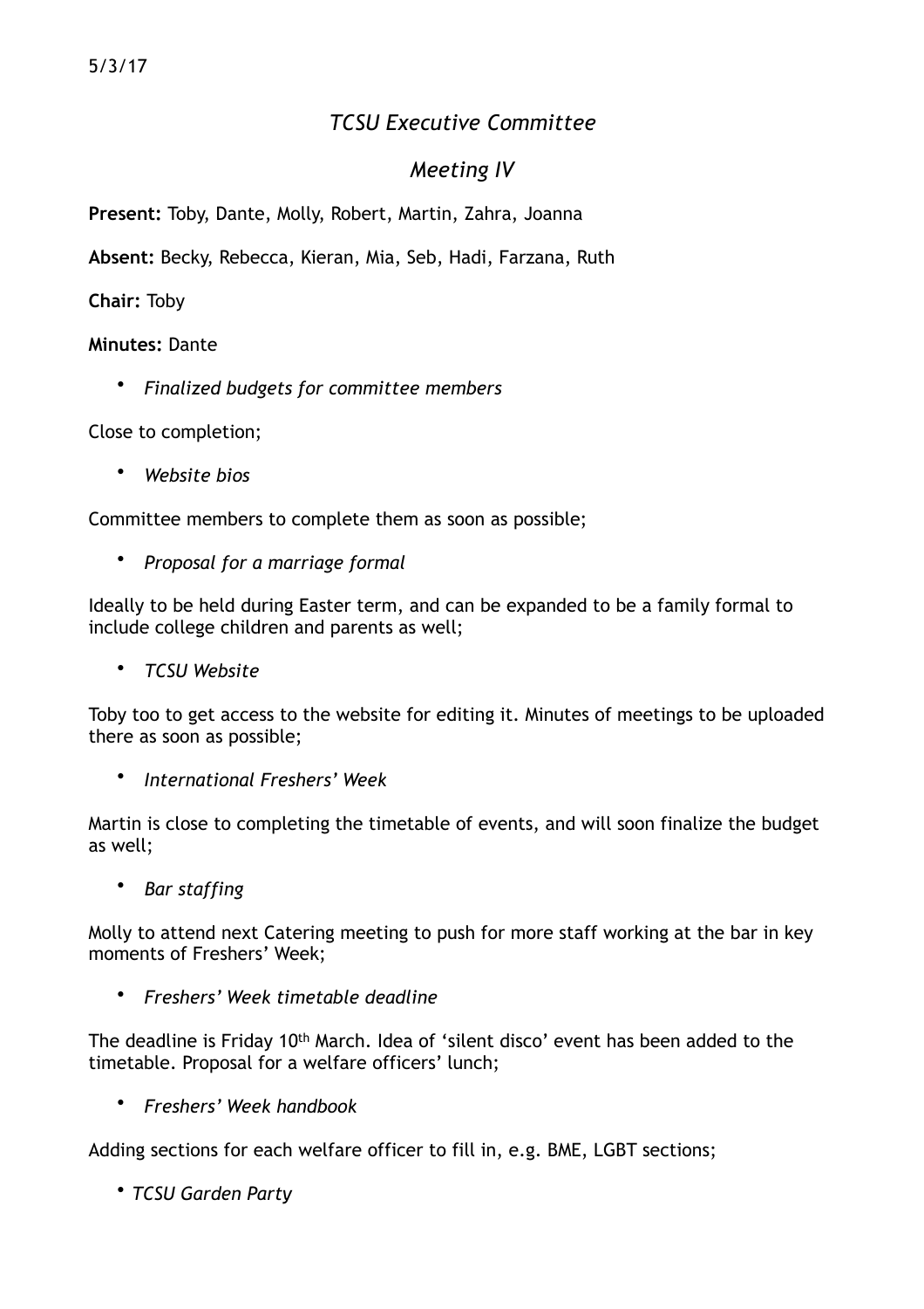5/3/17

# *TCSU Executive Committee*

## *Meeting IV*

**Present:** Toby, Dante, Molly, Robert, Martin, Zahra, Joanna

**Absent:** Becky, Rebecca, Kieran, Mia, Seb, Hadi, Farzana, Ruth

**Chair:** Toby

**Minutes:** Dante

- *Finalized budgets for committee members*

Close to completion;

- *Website bios*

Committee members to complete them as soon as possible;

- *Proposal for a marriage formal*

Ideally to be held during Easter term, and can be expanded to be a family formal to include college children and parents as well;

- *TCSU Website*

Toby too to get access to the website for editing it. Minutes of meetings to be uploaded there as soon as possible;

- *International Freshers' Week*

Martin is close to completing the timetable of events, and will soon finalize the budget as well;

- *Bar staffing*

Molly to attend next Catering meeting to push for more staff working at the bar in key moments of Freshers' Week;

- *Freshers' Week timetable deadline*

The deadline is Friday 10th March. Idea of 'silent disco' event has been added to the timetable. Proposal for a welfare officers' lunch;

- *Freshers' Week handbook*

Adding sections for each welfare officer to fill in, e.g. BME, LGBT sections;

- *TCSU Garden Party*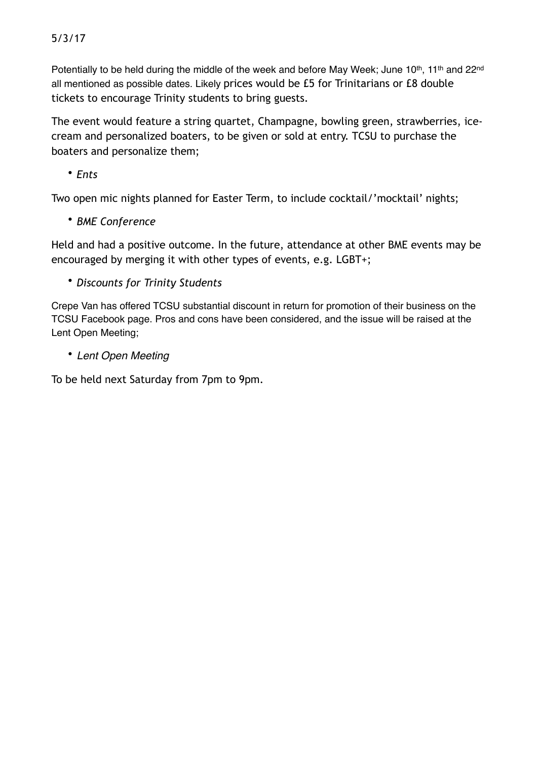5/3/17

Potentially to be held during the middle of the week and before May Week; June 10th, 11th and 22nd all mentioned as possible dates. Likely prices would be £5 for Trinitarians or £8 double tickets to encourage Trinity students to bring guests.

The event would feature a string quartet, Champagne, bowling green, strawberries, ice-cream and personalized boaters, to be given or sold at entry. TCSU to purchase the boaters and personalize them;

- *Ents*

Two open mic nights planned for Easter Term, to include cocktail/'mocktail' nights;

- *BME Conference*

Held and had a positive outcome. In the future, attendance at other BME events may be encouraged by merging it with other types of events, e.g. LGBT+;

- *Discounts for Trinity Students*

Crepe Van has offered TCSU substantial discount in return for promotion of their business on the TCSU Facebook page. Pros and cons have been considered, and the issue will be raised at the Lent Open Meeting;

- *Lent Open Meeting*

To be held next Saturday from 7pm to 9pm.